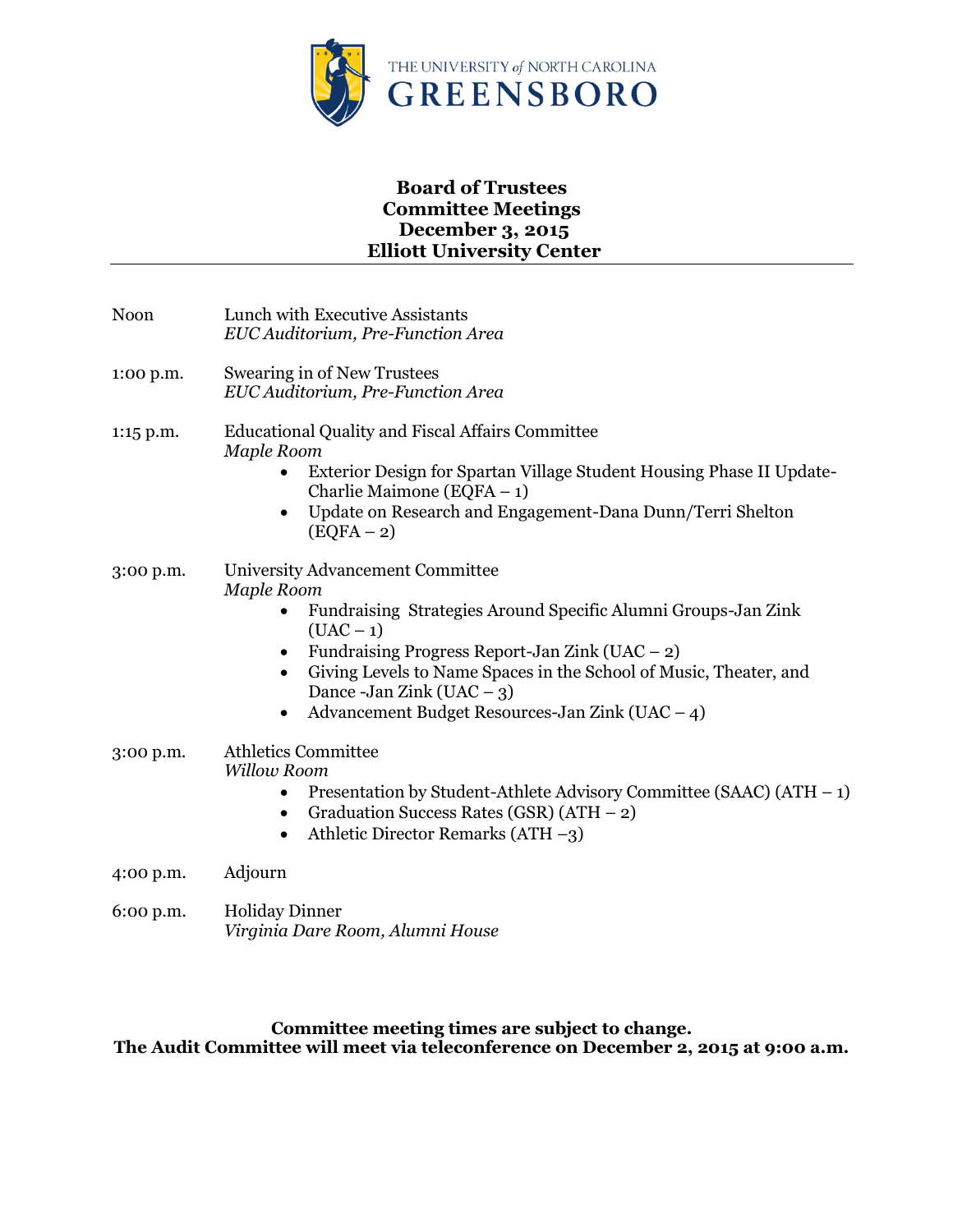THE UNIVERSITY *of* NORTH CAROLINA
GREENSBORO

# Board of Trustees
# Committee Meetings
# December 3, 2015
# Elliott University Center

---

Noon — Lunch with Executive Assistants
*EUC Auditorium, Pre-Function Area*

1:00 p.m. — Swearing in of New Trustees
*EUC Auditorium, Pre-Function Area*

1:15 p.m. — Educational Quality and Fiscal Affairs Committee
*Maple Room*

- Exterior Design for Spartan Village Student Housing Phase II Update-Charlie Maimone (EQFA – 1)
- Update on Research and Engagement-Dana Dunn/Terri Shelton (EQFA – 2)

3:00 p.m. — University Advancement Committee
*Maple Room*

- Fundraising Strategies Around Specific Alumni Groups-Jan Zink (UAC – 1)
- Fundraising Progress Report-Jan Zink (UAC – 2)
- Giving Levels to Name Spaces in the School of Music, Theater, and Dance -Jan Zink (UAC – 3)
- Advancement Budget Resources-Jan Zink (UAC – 4)

3:00 p.m. — Athletics Committee
*Willow Room*

- Presentation by Student-Athlete Advisory Committee (SAAC) (ATH – 1)
- Graduation Success Rates (GSR) (ATH – 2)
- Athletic Director Remarks (ATH –3)

4:00 p.m. — Adjourn

6:00 p.m. — Holiday Dinner
*Virginia Dare Room, Alumni House*

**Committee meeting times are subject to change.**
**The Audit Committee will meet via teleconference on December 2, 2015 at 9:00 a.m.**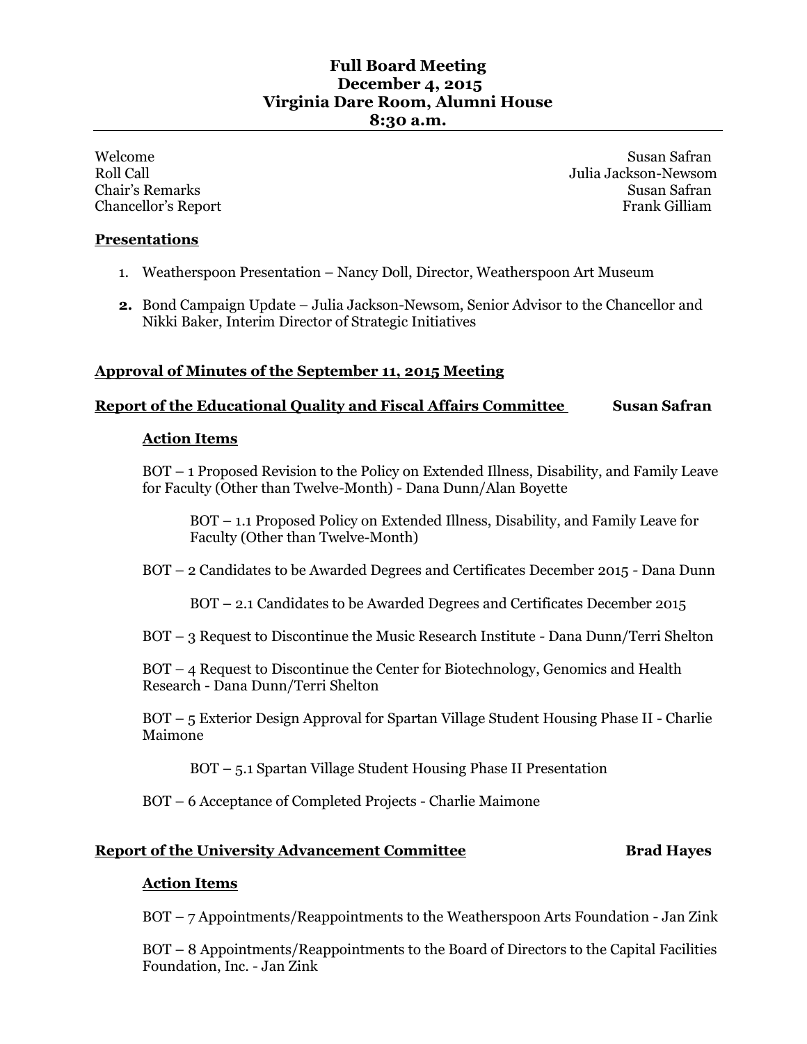# Full Board Meeting
## December 4, 2015
## Virginia Dare Room, Alumni House
## 8:30 a.m.

---

Welcome — Susan Safran
Roll Call — Julia Jackson-Newsom
Chair's Remarks — Susan Safran
Chancellor's Report — Frank Gilliam

**Presentations**

1. Weatherspoon Presentation – Nancy Doll, Director, Weatherspoon Art Museum
2. Bond Campaign Update – Julia Jackson-Newsom, Senior Advisor to the Chancellor and Nikki Baker, Interim Director of Strategic Initiatives

**Approval of Minutes of the September 11, 2015 Meeting**

**Report of the Educational Quality and Fiscal Affairs Committee — Susan Safran**

**Action Items**

BOT – 1 Proposed Revision to the Policy on Extended Illness, Disability, and Family Leave for Faculty (Other than Twelve-Month) - Dana Dunn/Alan Boyette

BOT – 1.1 Proposed Policy on Extended Illness, Disability, and Family Leave for Faculty (Other than Twelve-Month)

BOT – 2 Candidates to be Awarded Degrees and Certificates December 2015 - Dana Dunn

BOT – 2.1 Candidates to be Awarded Degrees and Certificates December 2015

BOT – 3 Request to Discontinue the Music Research Institute - Dana Dunn/Terri Shelton

BOT – 4 Request to Discontinue the Center for Biotechnology, Genomics and Health Research - Dana Dunn/Terri Shelton

BOT – 5 Exterior Design Approval for Spartan Village Student Housing Phase II - Charlie Maimone

BOT – 5.1 Spartan Village Student Housing Phase II Presentation

BOT – 6 Acceptance of Completed Projects - Charlie Maimone

**Report of the University Advancement Committee — Brad Hayes**

**Action Items**

BOT – 7 Appointments/Reappointments to the Weatherspoon Arts Foundation - Jan Zink

BOT – 8 Appointments/Reappointments to the Board of Directors to the Capital Facilities Foundation, Inc. - Jan Zink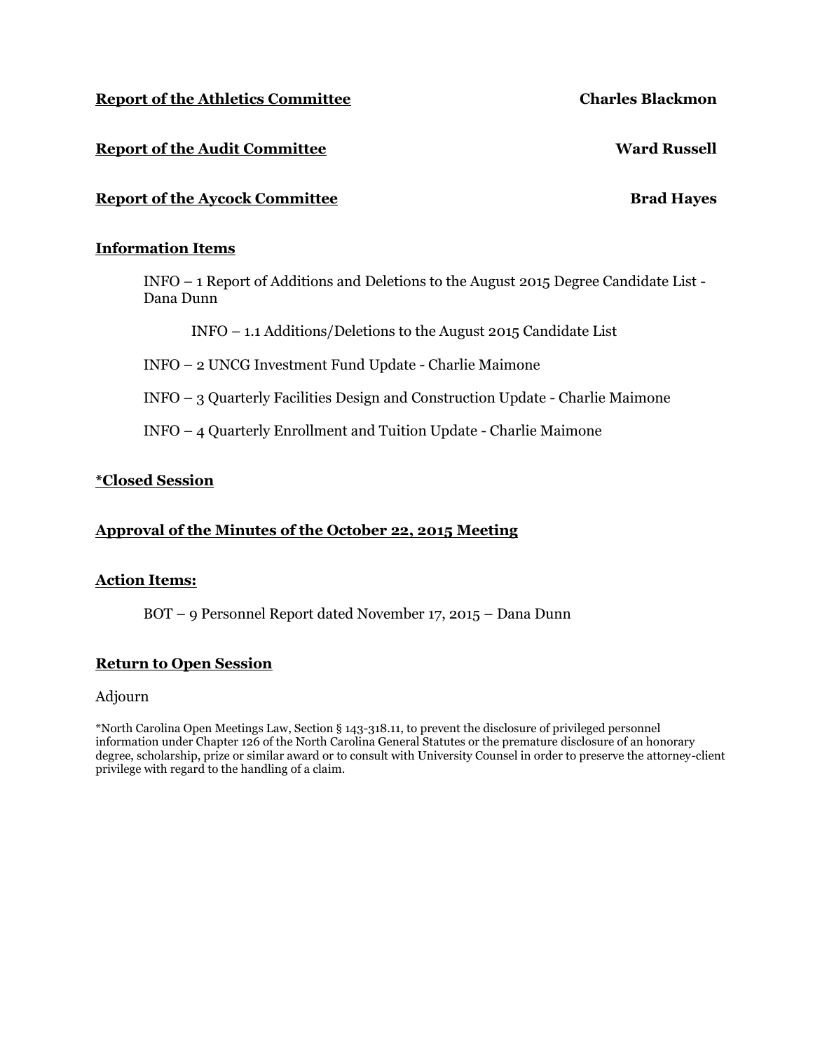**Report of the Athletics Committee** **Charles Blackmon**

**Report of the Audit Committee** **Ward Russell**

**Report of the Aycock Committee** **Brad Hayes**

**Information Items**

INFO – 1 Report of Additions and Deletions to the August 2015 Degree Candidate List - Dana Dunn

INFO – 1.1 Additions/Deletions to the August 2015 Candidate List

INFO – 2 UNCG Investment Fund Update - Charlie Maimone

INFO – 3 Quarterly Facilities Design and Construction Update - Charlie Maimone

INFO – 4 Quarterly Enrollment and Tuition Update - Charlie Maimone

**\*Closed Session**

**Approval of the Minutes of the October 22, 2015 Meeting**

**Action Items:**

BOT – 9 Personnel Report dated November 17, 2015 – Dana Dunn

**Return to Open Session**

Adjourn

*North Carolina Open Meetings Law, Section § 143-318.11, to prevent the disclosure of privileged personnel information under Chapter 126 of the North Carolina General Statutes or the premature disclosure of an honorary degree, scholarship, prize or similar award or to consult with University Counsel in order to preserve the attorney-client privilege with regard to the handling of a claim.